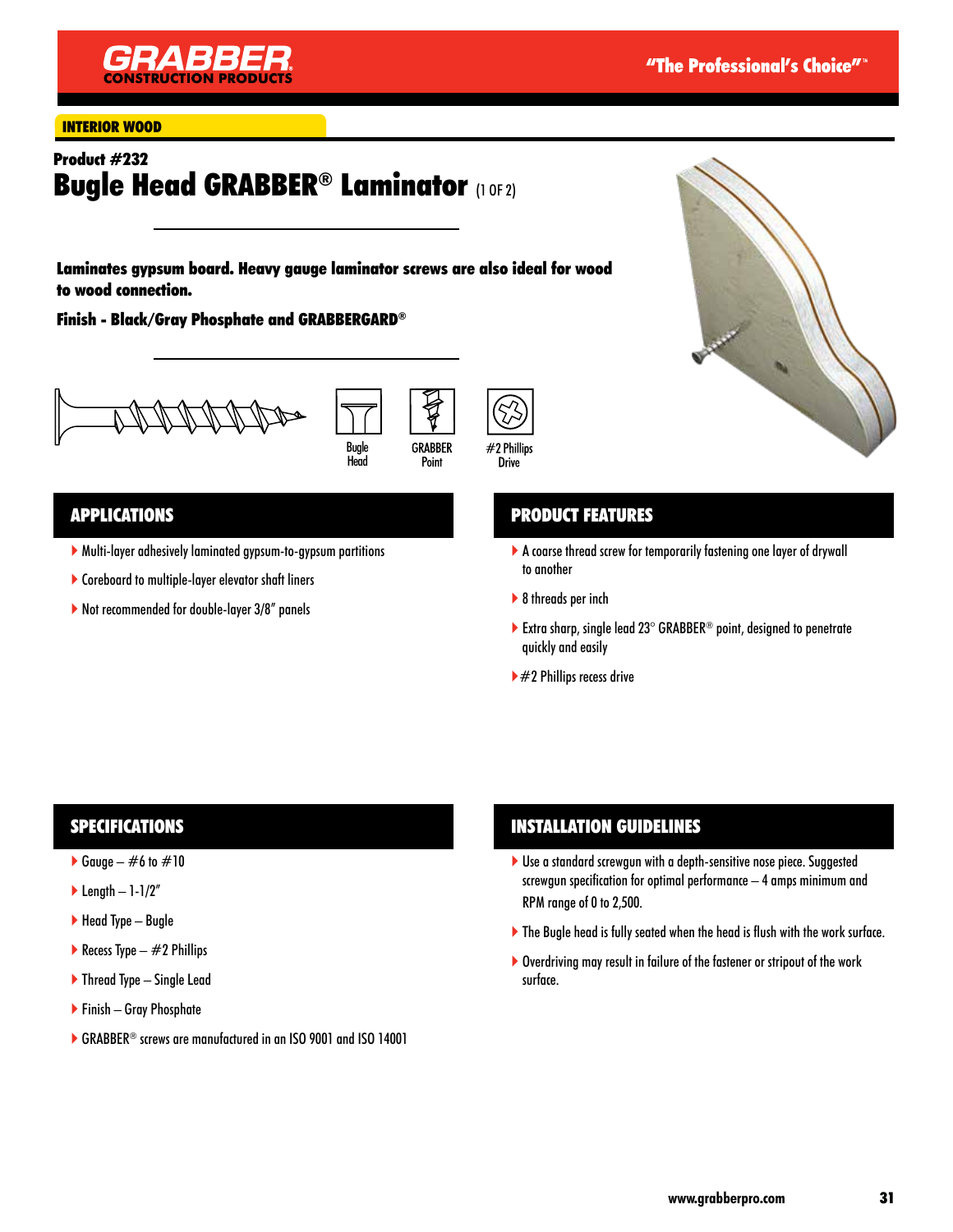GRABBER CONSTRUCTION PRODUCTS

"The Professional's Choice"™

INTERIOR WOOD

**Product #232**

# Bugle Head GRABBER® Laminator (1 OF 2)

**Laminates gypsum board. Heavy gauge laminator screws are also ideal for wood to wood connection.**

**Finish - Black/Gray Phosphate and GRABBERGARD®**

Bugle Head | GRABBER Point | #2 Phillips Drive

## APPLICATIONS

- Multi-layer adhesively laminated gypsum-to-gypsum partitions
- Coreboard to multiple-layer elevator shaft liners
- Not recommended for double-layer 3/8" panels

## PRODUCT FEATURES

- A coarse thread screw for temporarily fastening one layer of drywall to another
- 8 threads per inch
- Extra sharp, single lead 23° GRABBER® point, designed to penetrate quickly and easily
- #2 Phillips recess drive

## SPECIFICATIONS

- Gauge – #6 to #10
- Length – 1-1/2"
- Head Type – Bugle
- Recess Type – #2 Phillips
- Thread Type – Single Lead
- Finish – Gray Phosphate
- GRABBER® screws are manufactured in an ISO 9001 and ISO 14001

## INSTALLATION GUIDELINES

- Use a standard screwgun with a depth-sensitive nose piece. Suggested screwgun specification for optimal performance – 4 amps minimum and RPM range of 0 to 2,500.
- The Bugle head is fully seated when the head is flush with the work surface.
- Overdriving may result in failure of the fastener or stripout of the work surface.

www.grabberpro.com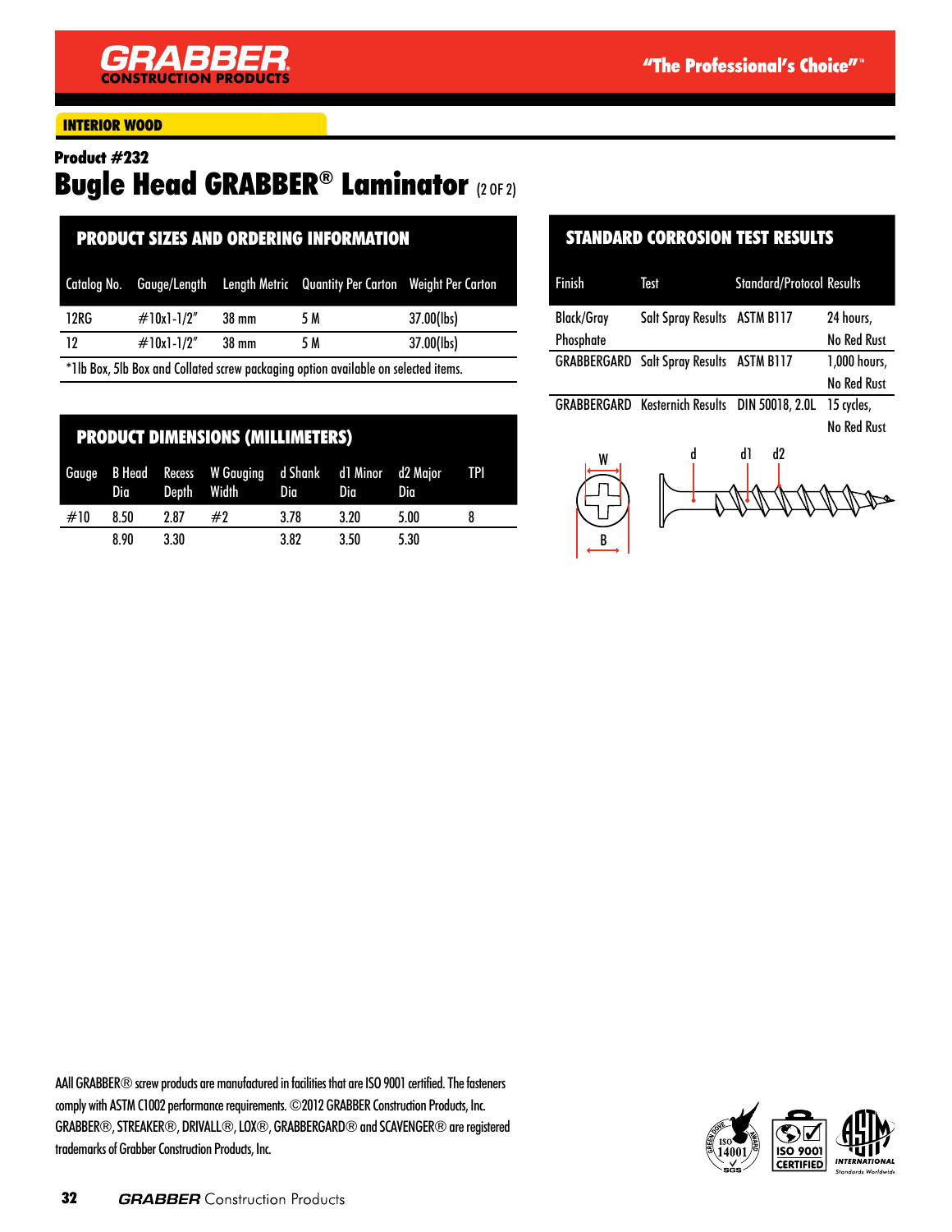**INTERIOR WOOD**

**Product #232**

# Bugle Head GRABBER® Laminator (2 OF 2)

## PRODUCT SIZES AND ORDERING INFORMATION

| Catalog No. | Gauge/Length | Length Metric | Quantity Per Carton | Weight Per Carton |
|---|---|---|---|---|
| 12RG | #10x1-1/2" | 38 mm | 5 M | 37.00(lbs) |
| 12 | #10x1-1/2" | 38 mm | 5 M | 37.00(lbs) |

*1lb Box, 5lb Box and Collated screw packaging option available on selected items.

## PRODUCT DIMENSIONS (MILLIMETERS)

| Gauge | B Head Dia | Recess Depth | W Gauging Width | d Shank Dia | d1 Minor Dia | d2 Major Dia | TPI |
|---|---|---|---|---|---|---|---|
| #10 | 8.50 | 2.87 | #2 | 3.78 | 3.20 | 5.00 | 8 |
| | 8.90 | 3.30 | | 3.82 | 3.50 | 5.30 | |

## STANDARD CORROSION TEST RESULTS

| Finish | Test | Standard/Protocol | Results |
|---|---|---|---|
| Black/Gray Phosphate | Salt Spray Results | ASTM B117 | 24 hours, No Red Rust |
| GRABBERGARD | Salt Spray Results | ASTM B117 | 1,000 hours, No Red Rust |
| GRABBERGARD | Kesternich Results | DIN 50018, 2.0L | 15 cycles, No Red Rust |

W
B
d
d1
d2

AAll GRABBER® screw products are manufactured in facilities that are ISO 9001 certified. The fasteners comply with ASTM C1002 performance requirements. ©2012 GRABBER Construction Products, Inc. GRABBER®, STREAKER®, DRIVALL®, LOX®, GRABBERGARD® and SCAVENGER® are registered trademarks of Grabber Construction Products, Inc.